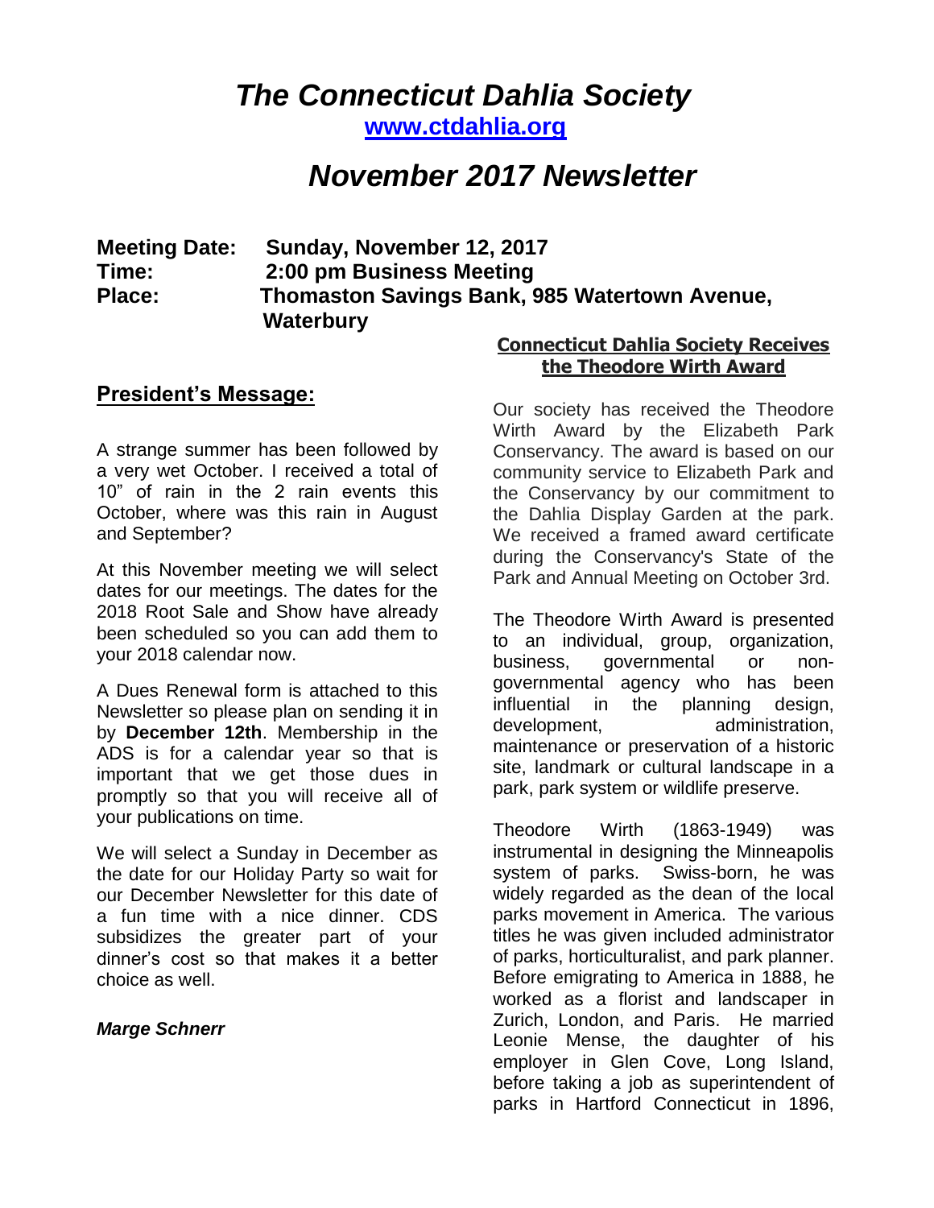# *The Connecticut Dahlia Society*

**www.ctdahlia.org**

# *November 2017 Newsletter*

**Meeting Date: Sunday, November 12, 2017**
**Time: 2:00 pm Business Meeting**
**Place: Thomaston Savings Bank, 985 Watertown Avenue, Waterbury**

## President's Message:

A strange summer has been followed by a very wet October. I received a total of 10" of rain in the 2 rain events this October, where was this rain in August and September?

At this November meeting we will select dates for our meetings. The dates for the 2018 Root Sale and Show have already been scheduled so you can add them to your 2018 calendar now.

A Dues Renewal form is attached to this Newsletter so please plan on sending it in by **December 12th**. Membership in the ADS is for a calendar year so that is important that we get those dues in promptly so that you will receive all of your publications on time.

We will select a Sunday in December as the date for our Holiday Party so wait for our December Newsletter for this date of a fun time with a nice dinner. CDS subsidizes the greater part of your dinner's cost so that makes it a better choice as well.

***Marge Schnerr***

## Connecticut Dahlia Society Receives the Theodore Wirth Award

Our society has received the Theodore Wirth Award by the Elizabeth Park Conservancy. The award is based on our community service to Elizabeth Park and the Conservancy by our commitment to the Dahlia Display Garden at the park. We received a framed award certificate during the Conservancy's State of the Park and Annual Meeting on October 3rd.

The Theodore Wirth Award is presented to an individual, group, organization, business, governmental or non-governmental agency who has been influential in the planning design, development, administration, maintenance or preservation of a historic site, landmark or cultural landscape in a park, park system or wildlife preserve.

Theodore Wirth (1863-1949) was instrumental in designing the Minneapolis system of parks. Swiss-born, he was widely regarded as the dean of the local parks movement in America. The various titles he was given included administrator of parks, horticulturalist, and park planner. Before emigrating to America in 1888, he worked as a florist and landscaper in Zurich, London, and Paris. He married Leonie Mense, the daughter of his employer in Glen Cove, Long Island, before taking a job as superintendent of parks in Hartford Connecticut in 1896,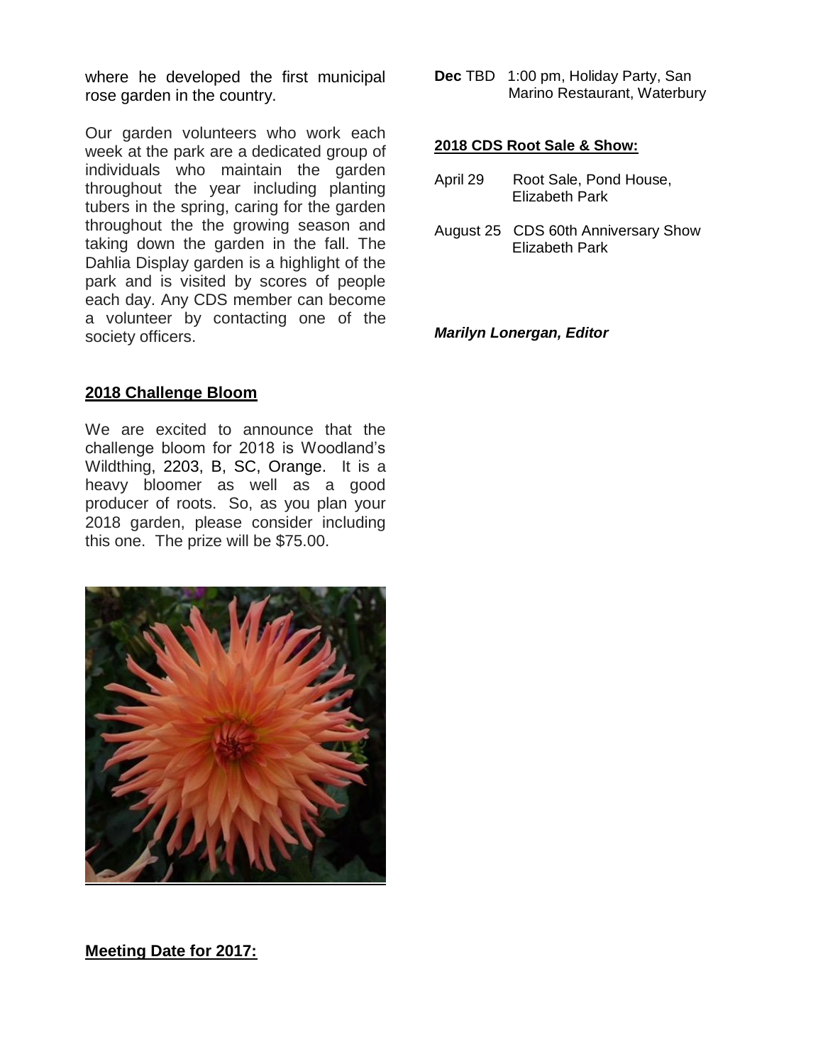where he developed the first municipal rose garden in the country.

Our garden volunteers who work each week at the park are a dedicated group of individuals who maintain the garden throughout the year including planting tubers in the spring, caring for the garden throughout the the growing season and taking down the garden in the fall. The Dahlia Display garden is a highlight of the park and is visited by scores of people each day. Any CDS member can become a volunteer by contacting one of the society officers.

## 2018 Challenge Bloom

We are excited to announce that the challenge bloom for 2018 is Woodland's Wildthing, 2203, B, SC, Orange. It is a heavy bloomer as well as a good producer of roots. So, as you plan your 2018 garden, please consider including this one. The prize will be $75.00.

## Meeting Date for 2017:

**Dec** TBD 1:00 pm, Holiday Party, San Marino Restaurant, Waterbury

## 2018 CDS Root Sale & Show:

April 29 Root Sale, Pond House, Elizabeth Park

August 25 CDS 60th Anniversary Show Elizabeth Park

***Marilyn Lonergan, Editor***